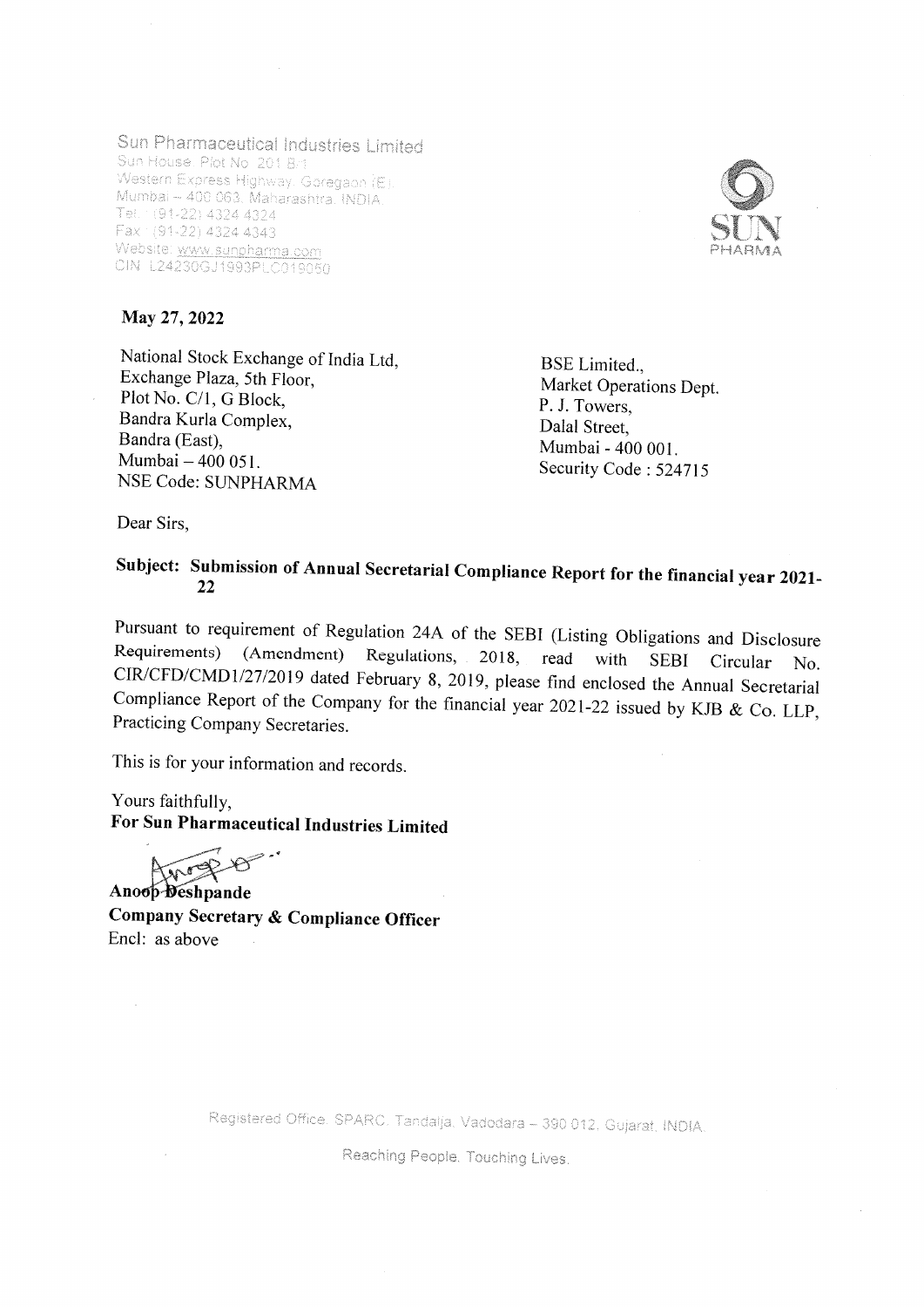Sun Pharmaceutical Industries Limited
Sun House, Plot No. 201 B/1,
Western Express Highway, Goregaon (E),
Mumbai – 400 063, Maharashtra, INDIA.
Tel.: (91-22) 4324 4324
Fax : (91-22) 4324 4343
Website: www.sunpharma.com
CIN: L24230GJ1993PLC019050

SUN PHARMA

**May 27, 2022**

National Stock Exchange of India Ltd,
Exchange Plaza, 5th Floor,
Plot No. C/1, G Block,
Bandra Kurla Complex,
Bandra (East),
Mumbai – 400 051.
NSE Code: SUNPHARMA

BSE Limited.,
Market Operations Dept.
P. J. Towers,
Dalal Street,
Mumbai - 400 001.
Security Code : 524715

Dear Sirs,

**Subject: Submission of Annual Secretarial Compliance Report for the financial year 2021-22**

Pursuant to requirement of Regulation 24A of the SEBI (Listing Obligations and Disclosure Requirements) (Amendment) Regulations, 2018, read with SEBI Circular No. CIR/CFD/CMD1/27/2019 dated February 8, 2019, please find enclosed the Annual Secretarial Compliance Report of the Company for the financial year 2021-22 issued by KJB & Co. LLP, Practicing Company Secretaries.

This is for your information and records.

Yours faithfully,
**For Sun Pharmaceutical Industries Limited**

**Anoop Deshpande**
**Company Secretary & Compliance Officer**
Encl: as above

Registered Office: SPARC, Tandalja, Vadodara – 390 012, Gujarat, INDIA.

Reaching People. Touching Lives.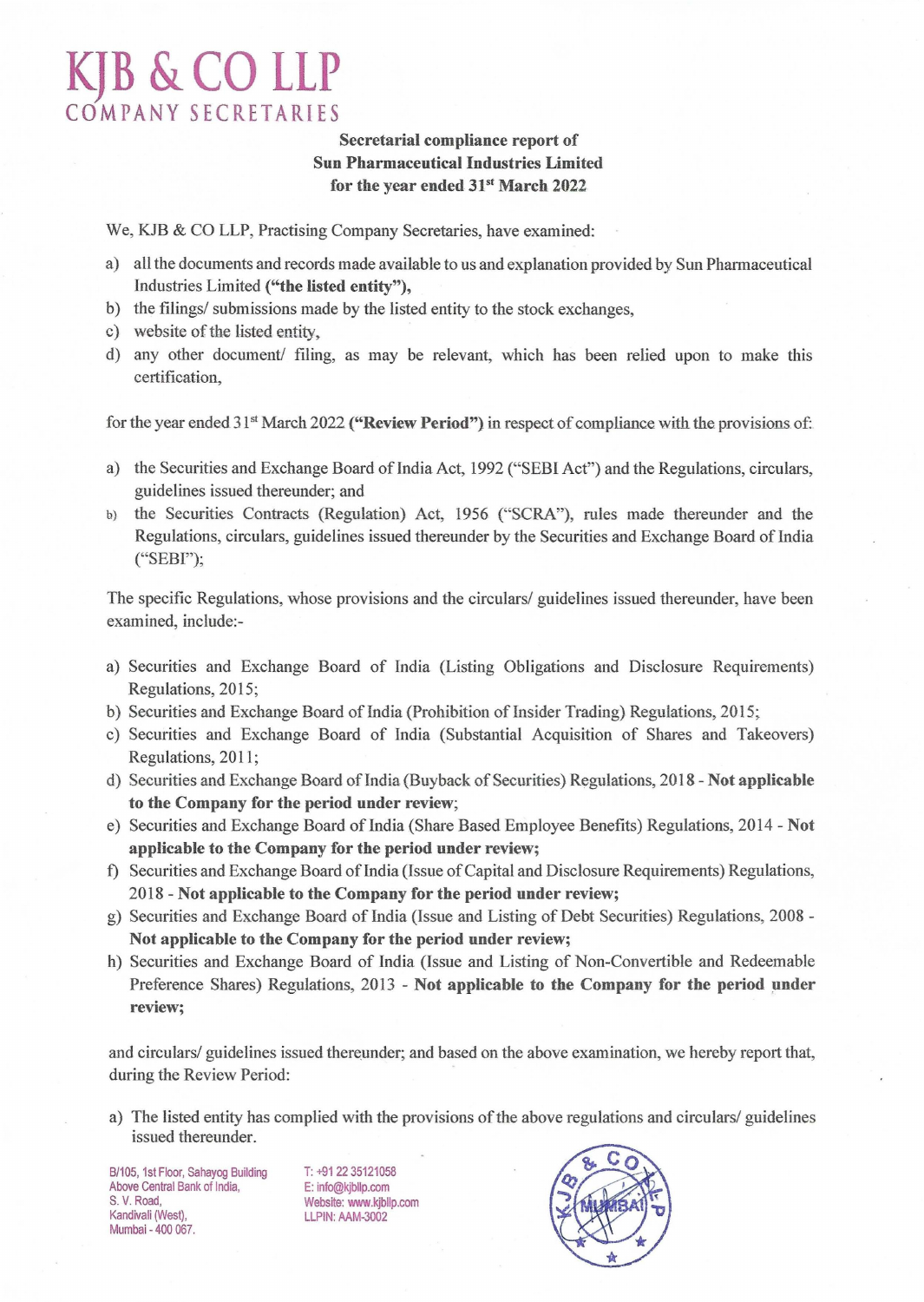# KJB & CO LLP
COMPANY SECRETARIES

**Secretarial compliance report of**
**Sun Pharmaceutical Industries Limited**
**for the year ended 31st March 2022**

We, KJB & CO LLP, Practising Company Secretaries, have examined:

a) all the documents and records made available to us and explanation provided by Sun Pharmaceutical Industries Limited **("the listed entity"),**
b) the filings/ submissions made by the listed entity to the stock exchanges,
c) website of the listed entity,
d) any other document/ filing, as may be relevant, which has been relied upon to make this certification,

for the year ended 31st March 2022 **("Review Period")** in respect of compliance with the provisions of:

a) the Securities and Exchange Board of India Act, 1992 ("SEBI Act") and the Regulations, circulars, guidelines issued thereunder; and
b) the Securities Contracts (Regulation) Act, 1956 ("SCRA"), rules made thereunder and the Regulations, circulars, guidelines issued thereunder by the Securities and Exchange Board of India ("SEBI");

The specific Regulations, whose provisions and the circulars/ guidelines issued thereunder, have been examined, include:-

a) Securities and Exchange Board of India (Listing Obligations and Disclosure Requirements) Regulations, 2015;
b) Securities and Exchange Board of India (Prohibition of Insider Trading) Regulations, 2015;
c) Securities and Exchange Board of India (Substantial Acquisition of Shares and Takeovers) Regulations, 2011;
d) Securities and Exchange Board of India (Buyback of Securities) Regulations, 2018 - **Not applicable to the Company for the period under review**;
e) Securities and Exchange Board of India (Share Based Employee Benefits) Regulations, 2014 - **Not applicable to the Company for the period under review;**
f) Securities and Exchange Board of India (Issue of Capital and Disclosure Requirements) Regulations, 2018 - **Not applicable to the Company for the period under review;**
g) Securities and Exchange Board of India (Issue and Listing of Debt Securities) Regulations, 2008 - **Not applicable to the Company for the period under review;**
h) Securities and Exchange Board of India (Issue and Listing of Non-Convertible and Redeemable Preference Shares) Regulations, 2013 - **Not applicable to the Company for the period under review;**

and circulars/ guidelines issued thereunder; and based on the above examination, we hereby report that, during the Review Period:

a) The listed entity has complied with the provisions of the above regulations and circulars/ guidelines issued thereunder.

B/105, 1st Floor, Sahayog Building
Above Central Bank of India,
S. V. Road,
Kandivali (West),
Mumbai - 400 067.

T: +91 22 35121058
E: info@kjbllp.com
Website: www.kjbllp.com
LLPIN: AAM-3002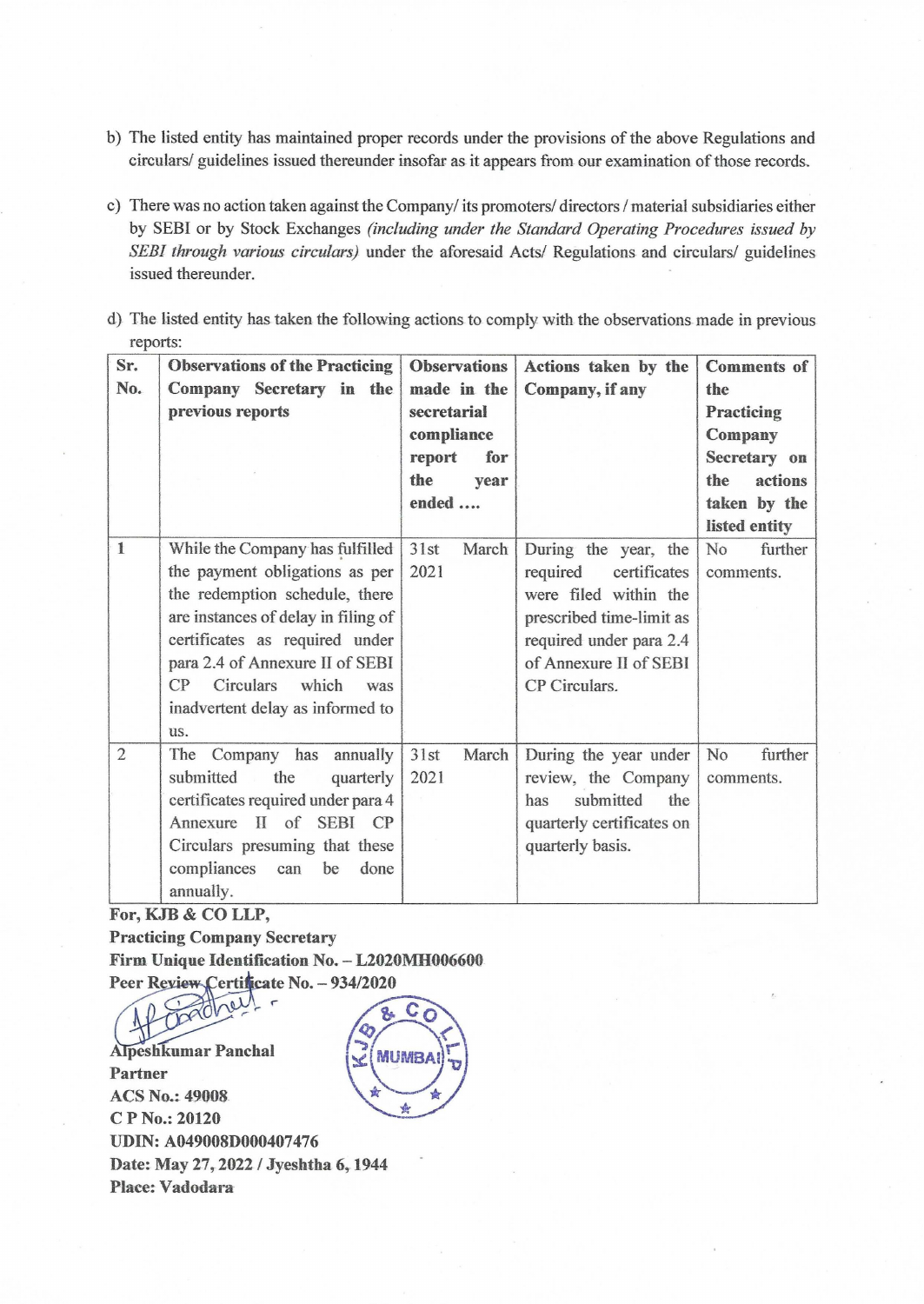b) The listed entity has maintained proper records under the provisions of the above Regulations and circulars/ guidelines issued thereunder insofar as it appears from our examination of those records.

c) There was no action taken against the Company/ its promoters/ directors / material subsidiaries either by SEBI or by Stock Exchanges *(including under the Standard Operating Procedures issued by SEBI through various circulars)* under the aforesaid Acts/ Regulations and circulars/ guidelines issued thereunder.

d) The listed entity has taken the following actions to comply with the observations made in previous reports:

| Sr. No. | Observations of the Practicing Company Secretary in the previous reports | Observations made in the secretarial compliance report for the year ended …. | Actions taken by the Company, if any | Comments of the Practicing Company Secretary on the actions taken by the listed entity |
|---|---|---|---|---|
| 1 | While the Company has fulfilled the payment obligations as per the redemption schedule, there are instances of delay in filing of certificates as required under para 2.4 of Annexure II of SEBI CP Circulars which was inadvertent delay as informed to us. | 31st March 2021 | During the year, the required certificates were filed within the prescribed time-limit as required under para 2.4 of Annexure II of SEBI CP Circulars. | No further comments. |
| 2 | The Company has annually submitted the quarterly certificates required under para 4 Annexure II of SEBI CP Circulars presuming that these compliances can be done annually. | 31st March 2021 | During the year under review, the Company has submitted the quarterly certificates on quarterly basis. | No further comments. |

**For, KJB & CO LLP,**
**Practicing Company Secretary**
**Firm Unique Identification No. – L2020MH006600**
**Peer Review Certificate No. – 934/2020**

**Alpeshkumar Panchal**
**Partner**
**ACS No.: 49008**
**C P No.: 20120**
**UDIN: A049008D000407476**
**Date: May 27, 2022 / Jyeshtha 6, 1944**
**Place: Vadodara**